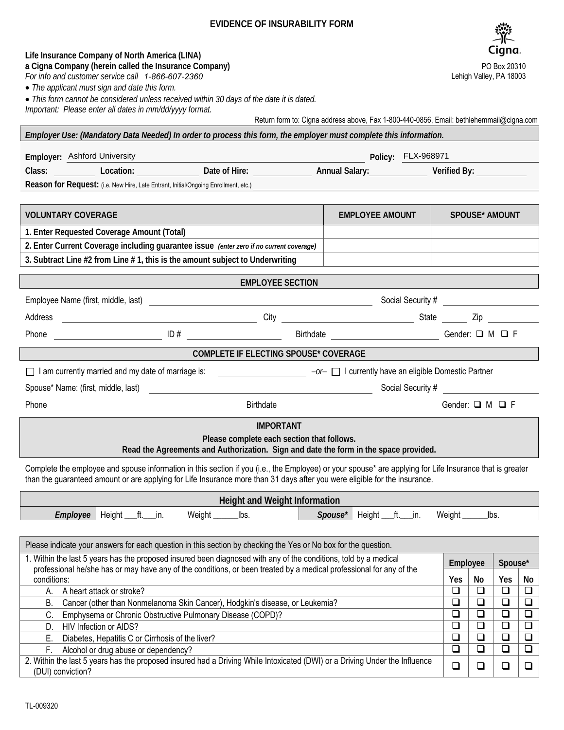# EVIDENCE OF INSURABILITY FORM

Cigna.

**Life Insurance Company of North America (LINA)**
**a Cigna Company (herein called the Insurance Company)**
*For info and customer service call 1-866-607-2360*

PO Box 20310
Lehigh Valley, PA 18003

- *The applicant must sign and date this form.*
- *This form cannot be considered unless received within 30 days of the date it is dated.*

*Important: Please enter all dates in mm/dd/yyyy format.*

Return form to: Cigna address above, Fax 1-800-440-0856, Email: bethlehemmail@cigna.com

***Employer Use: (Mandatory Data Needed) In order to process this form, the employer must complete this information.***

**Employer:** Ashford University **Policy:** FLX-968971

**Class:** ________ **Location:** ________ **Date of Hire:** ________ **Annual Salary:** ________ **Verified By:** ________

**Reason for Request:** (i.e. New Hire, Late Entrant, Initial/Ongoing Enrollment, etc.) ________

| VOLUNTARY COVERAGE | EMPLOYEE AMOUNT | SPOUSE* AMOUNT |
|---|---|---|
| **1. Enter Requested Coverage Amount (Total)** | | |
| **2. Enter Current Coverage including guarantee issue** *(enter zero if no current coverage)* | | |
| **3. Subtract Line #2 from Line # 1, this is the amount subject to Underwriting** | | |

## EMPLOYEE SECTION

Employee Name (first, middle, last) ________ Social Security # ________

Address ________ City ________ State ________ Zip ________

Phone ________ ID # ________ Birthdate ________ Gender: ❑ M ❑ F

## COMPLETE IF ELECTING SPOUSE* COVERAGE

☐ I am currently married and my date of marriage is: ________ *–or–* ☐ I currently have an eligible Domestic Partner

Spouse* Name: (first, middle, last) ________ Social Security # ________

Phone ________ Birthdate ________ Gender: ❑ M ❑ F

## IMPORTANT

**Please complete each section that follows.**
**Read the Agreements and Authorization. Sign and date the form in the space provided.**

Complete the employee and spouse information in this section if you (i.e., the Employee) or your spouse* are applying for Life Insurance that is greater than the guaranteed amount or are applying for Life Insurance more than 31 days after you were eligible for the insurance.

| Height and Weight Information | |
|---|---|
| ***Employee*** Height \_\_\_ft.\_\_\_in. Weight \_\_\_\_\_\_lbs. | ***Spouse**** Height \_\_\_ft.\_\_\_in. Weight \_\_\_\_\_\_lbs. |

Please indicate your answers for each question in this section by checking the Yes or No box for the question.

| 1. Within the last 5 years has the proposed insured been diagnosed with any of the conditions, told by a medical professional he/she has or may have any of the conditions, or been treated by a medical professional for any of the conditions: | Employee | | Spouse* | |
|---|---|---|---|---|
| | **Yes** | **No** | **Yes** | **No** |
| A. A heart attack or stroke? | ❑ | ❑ | ❑ | ❑ |
| B. Cancer (other than Nonmelanoma Skin Cancer), Hodgkin's disease, or Leukemia? | ❑ | ❑ | ❑ | ❑ |
| C. Emphysema or Chronic Obstructive Pulmonary Disease (COPD)? | ❑ | ❑ | ❑ | ❑ |
| D. HIV Infection or AIDS? | ❑ | ❑ | ❑ | ❑ |
| E. Diabetes, Hepatitis C or Cirrhosis of the liver? | ❑ | ❑ | ❑ | ❑ |
| F. Alcohol or drug abuse or dependency? | ❑ | ❑ | ❑ | ❑ |
| 2. Within the last 5 years has the proposed insured had a Driving While Intoxicated (DWI) or a Driving Under the Influence (DUI) conviction? | ❑ | ❑ | ❑ | ❑ |

TL-009320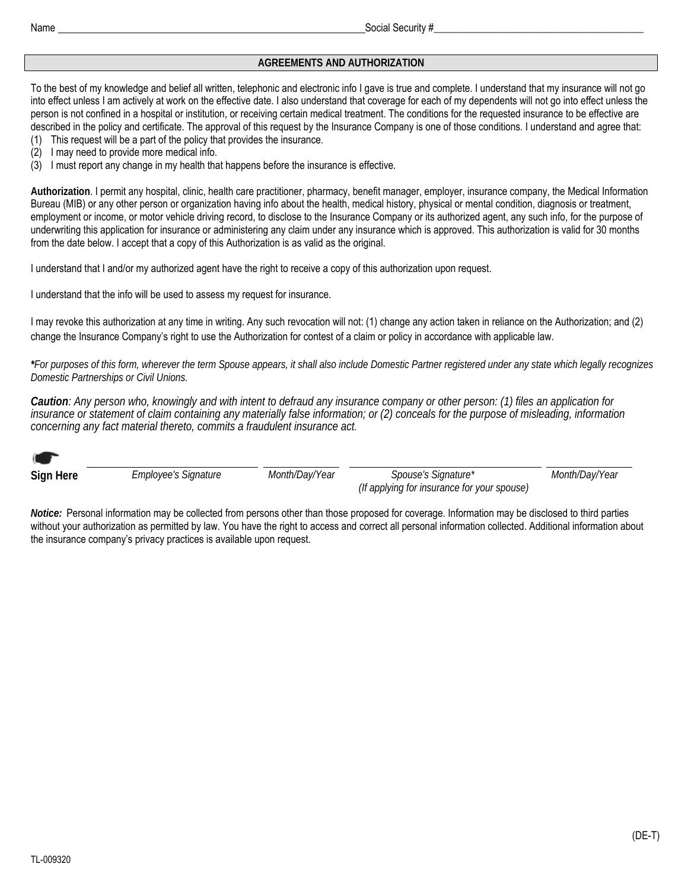Name ______________________________ Social Security #______________________________

## AGREEMENTS AND AUTHORIZATION

To the best of my knowledge and belief all written, telephonic and electronic info I gave is true and complete. I understand that my insurance will not go into effect unless I am actively at work on the effective date. I also understand that coverage for each of my dependents will not go into effect unless the person is not confined in a hospital or institution, or receiving certain medical treatment. The conditions for the requested insurance to be effective are described in the policy and certificate. The approval of this request by the Insurance Company is one of those conditions. I understand and agree that:

(1) This request will be a part of the policy that provides the insurance.
(2) I may need to provide more medical info.
(3) I must report any change in my health that happens before the insurance is effective.

**Authorization**. I permit any hospital, clinic, health care practitioner, pharmacy, benefit manager, employer, insurance company, the Medical Information Bureau (MIB) or any other person or organization having info about the health, medical history, physical or mental condition, diagnosis or treatment, employment or income, or motor vehicle driving record, to disclose to the Insurance Company or its authorized agent, any such info, for the purpose of underwriting this application for insurance or administering any claim under any insurance which is approved. This authorization is valid for 30 months from the date below. I accept that a copy of this Authorization is as valid as the original.

I understand that I and/or my authorized agent have the right to receive a copy of this authorization upon request.

I understand that the info will be used to assess my request for insurance.

I may revoke this authorization at any time in writing. Any such revocation will not: (1) change any action taken in reliance on the Authorization; and (2) change the Insurance Company's right to use the Authorization for contest of a claim or policy in accordance with applicable law.

***For purposes of this form, wherever the term Spouse appears, it shall also include Domestic Partner registered under any state which legally recognizes Domestic Partnerships or Civil Unions.*

***Caution**: Any person who, knowingly and with intent to defraud any insurance company or other person: (1) files an application for insurance or statement of claim containing any materially false information; or (2) conceals for the purpose of misleading, information concerning any fact material thereto, commits a fraudulent insurance act.*

| | | | | |
|---|---|---|---|---|
| **Sign Here** | *Employee's Signature* | *Month/Day/Year* | *Spouse's Signature\**<br>*(If applying for insurance for your spouse)* | *Month/Day/Year* |

***Notice:*** Personal information may be collected from persons other than those proposed for coverage. Information may be disclosed to third parties without your authorization as permitted by law. You have the right to access and correct all personal information collected. Additional information about the insurance company's privacy practices is available upon request.

(DE-T)

TL-009320